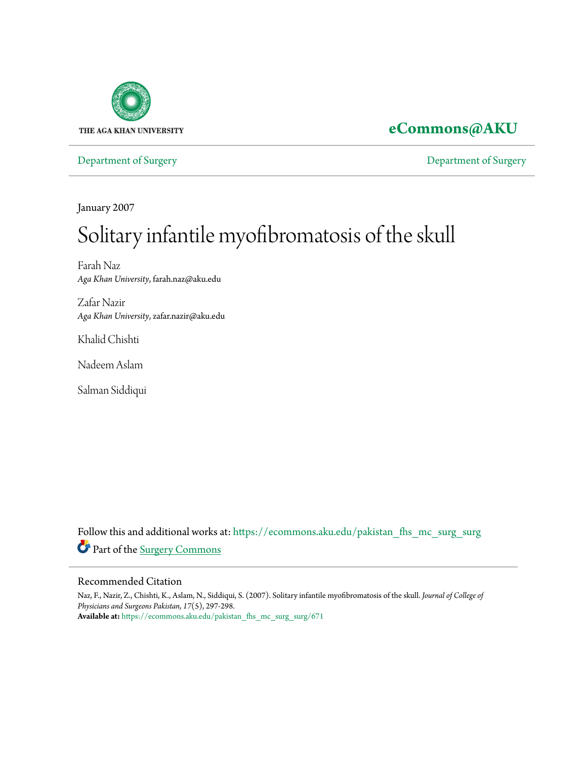THE AGA KHAN UNIVERSITY

**eCommons@AKU**

Department of Surgery | Department of Surgery

January 2007

# Solitary infantile myofibromatosis of the skull

Farah Naz
*Aga Khan University*, farah.naz@aku.edu

Zafar Nazir
*Aga Khan University*, zafar.nazir@aku.edu

Khalid Chishti

Nadeem Aslam

Salman Siddiqui

Follow this and additional works at: https://ecommons.aku.edu/pakistan_fhs_mc_surg_surg

Part of the Surgery Commons

## Recommended Citation

Naz, F., Nazir, Z., Chishti, K., Aslam, N., Siddiqui, S. (2007). Solitary infantile myofibromatosis of the skull. *Journal of College of Physicians and Surgeons Pakistan, 17*(5), 297-298.

**Available at:** https://ecommons.aku.edu/pakistan_fhs_mc_surg_surg/671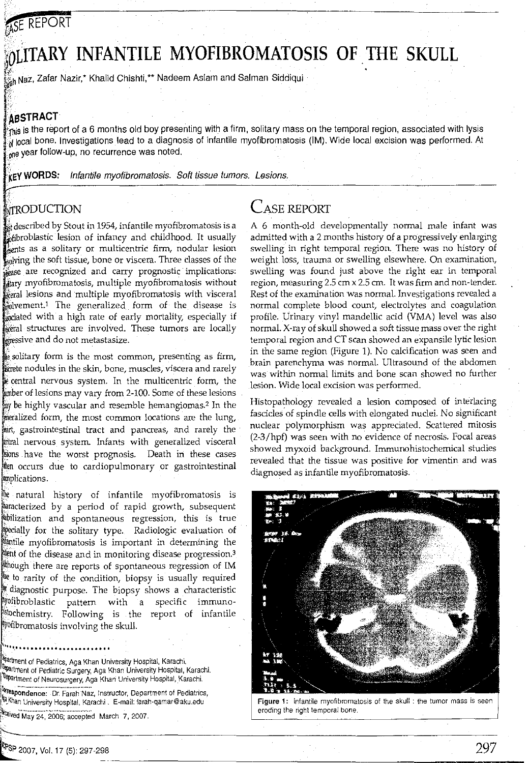CASE REPORT

# SOLITARY INFANTILE MYOFIBROMATOSIS OF THE SKULL

Farah Naz, Zafar Nazir,* Khalid Chishti,** Nadeem Aslam and Salman Siddiqui

## ABSTRACT

This is the report of a 6 months old boy presenting with a firm, solitary mass on the temporal region, associated with lysis of local bone. Investigations lead to a diagnosis of infantile myofibromatosis (IM). Wide local excision was performed. At one year follow-up, no recurrence was noted.

**KEY WORDS:** *Infantile myofibromatosis. Soft tissue tumors. Lesions.*

## INTRODUCTION

First described by Stout in 1954, infantile myofibromatosis is a myofibroblastic lesion of infancy and childhood. It usually presents as a solitary or multicentric firm, nodular lesion involving the soft tissue, bone or viscera. Three classes of the disease are recognized and carry prognostic implications: solitary myofibromatosis, multiple myofibromatosis without visceral lesions and multiple myofibromatosis with visceral involvement.[1] The generalized form of the disease is associated with a high rate of early mortality, especially if visceral structures are involved. These tumors are locally aggressive and do not metastasize.

The solitary form is the most common, presenting as firm, discrete nodules in the skin, bone, muscles, viscera and rarely the central nervous system. In the multicentric form, the number of lesions may vary from 2-100. Some of these lesions may be highly vascular and resemble hemangiomas.[2] In the generalized form, the most common locations are the lung, heart, gastrointestinal tract and pancreas, and rarely the central nervous system. Infants with generalized visceral lesions have the worst prognosis. Death in these cases often occurs due to cardiopulmonary or gastrointestinal complications.

The natural history of infantile myofibromatosis is characterized by a period of rapid growth, subsequent stabilization and spontaneous regression, this is true specially for the solitary type. Radiologic evaluation of infantile myofibromatosis is important in determining the extent of the disease and in monitoring disease progression.[3] Although there are reports of spontaneous regression of IM due to rarity of the condition, biopsy is usually required for diagnostic purpose. The biopsy shows a characteristic myofibroblastic pattern with a specific immunohistochemistry. Following is the report of infantile myofibromatosis involving the skull.

Department of Pediatrics, Aga Khan University Hospital, Karachi.
*Department of Pediatric Surgery, Aga Khan University Hospital, Karachi.
**Department of Neurosurgery, Aga Khan University Hospital, Karachi.

Correspondence: Dr. Farah Naz, Instructor, Department of Pediatrics, Aga Khan University Hospital, Karachi. E-mail: farah-qamar@aku.edu

Received May 24, 2006; accepted March 7, 2007.

## CASE REPORT

A 6 month-old developmentally normal male infant was admitted with a 2 months history of a progressively enlarging swelling in right temporal region. There was no history of weight loss, trauma or swelling elsewhere. On examination, swelling was found just above the right ear in temporal region, measuring 2.5 cm x 2.5 cm. It was firm and non-tender. Rest of the examination was normal. Investigations revealed a normal complete blood count, electrolytes and coagulation profile. Urinary vinyl mandellic acid (VMA) level was also normal. X-ray of skull showed a soft tissue mass over the right temporal region and CT scan showed an expansile lytic lesion in the same region (Figure 1). No calcification was seen and brain parenchyma was normal. Ultrasound of the abdomen was within normal limits and bone scan showed no further lesion. Wide local excision was performed.

Histopathology revealed a lesion composed of interlacing fascicles of spindle cells with elongated nuclei. No significant nuclear polymorphism was appreciated. Scattered mitosis (2-3/hpf) was seen with no evidence of necrosis. Focal areas showed myxoid background. Immunohistochemical studies revealed that the tissue was positive for vimentin and was diagnosed as infantile myofibromatosis.

Figure 1: Infantile myofibromatosis of the skull : the tumor mass is seen eroding the right temporal bone.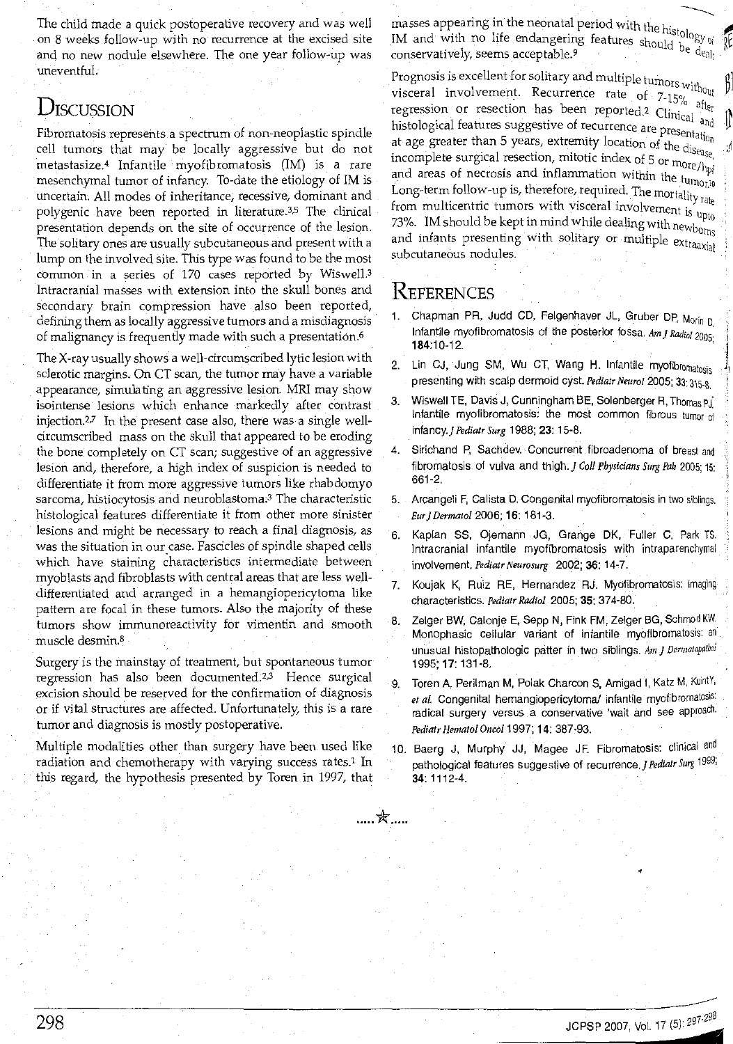The child made a quick postoperative recovery and was well on 8 weeks follow-up with no recurrence at the excised site and no new nodule elsewhere. The one year follow-up was uneventful.

## Discussion

Fibromatosis represents a spectrum of non-neoplastic spindle cell tumors that may be locally aggressive but do not metastasize.[4] Infantile myofibromatosis (IM) is a rare mesenchymal tumor of infancy. To-date the etiology of IM is uncertain. All modes of inheritance, recessive, dominant and polygenic have been reported in literature.[3,5] The clinical presentation depends on the site of occurrence of the lesion. The solitary ones are usually subcutaneous and present with a lump on the involved site. This type was found to be the most common in a series of 170 cases reported by Wiswell.[3] Intracranial masses with extension into the skull bones and secondary brain compression have also been reported, defining them as locally aggressive tumors and a misdiagnosis of malignancy is frequently made with such a presentation.[6]

The X-ray usually shows a well-circumscribed lytic lesion with sclerotic margins. On CT scan, the tumor may have a variable appearance, simulating an aggressive lesion. MRI may show isointense lesions which enhance markedly after contrast injection.[2,7] In the present case also, there was a single well-circumscribed mass on the skull that appeared to be eroding the bone completely on CT scan; suggestive of an aggressive lesion and, therefore, a high index of suspicion is needed to differentiate it from more aggressive tumors like rhabdomyo sarcoma, histiocytosis and neuroblastoma.[3] The characteristic histological features differentiate it from other more sinister lesions and might be necessary to reach a final diagnosis, as was the situation in our case. Fascicles of spindle shaped cells which have staining characteristics intermediate between myoblasts and fibroblasts with central areas that are less well-differentiated and arranged in a hemangiopericytoma like pattern are focal in these tumors. Also the majority of these tumors show immunoreactivity for vimentin and smooth muscle desmin.[8]

Surgery is the mainstay of treatment, but spontaneous tumor regression has also been documented.[2,3] Hence surgical excision should be reserved for the confirmation of diagnosis or if vital structures are affected. Unfortunately, this is a rare tumor and diagnosis is mostly postoperative.

Multiple modalities other than surgery have been used like radiation and chemotherapy with varying success rates.[1] In this regard, the hypothesis presented by Toren in 1997, that masses appearing in the neonatal period with the histology of IM and with no life endangering features should be dealt conservatively, seems acceptable.[9]

Prognosis is excellent for solitary and multiple tumors without visceral involvement. Recurrence rate of 7-15% after regression or resection has been reported.[2] Clinical and histological features suggestive of recurrence are presentation at age greater than 5 years, extremity location of the disease, incomplete surgical resection, mitotic index of 5 or more/hpf and areas of necrosis and inflammation within the tumor.[10] Long-term follow-up is, therefore, required. The mortality rate from multicentric tumors with visceral involvement is upto 73%. IM should be kept in mind while dealing with newborns and infants presenting with solitary or multiple extraaxial subcutaneous nodules.

## References

1. Chapman PR, Judd CD, Felgenhaver JL, Gruber DP, Morin D. Infantile myofibromatosis of the posterior fossa. *Am J Radiol* 2005; **184**:10-12.
2. Lin CJ, Jung SM, Wu CT, Wang H. Infantile myofibromatosis presenting with scalp dermoid cyst. *Pediatr Neurol* 2005; 33: 315-8.
3. Wiswell TE, Davis J, Cunningham BE, Solenberger R, Thomas PJ. Infantile myofibromatosis: the most common fibrous tumor of infancy. *J Pediatr Surg* 1988; **23**: 15-8.
4. Sirichand P, Sachdev. Concurrent fibroadenoma of breast and fibromatosis of vulva and thigh. *J Coll Physicians Surg Pak* 2005; **15**: 661-2.
5. Arcangeli F, Calista D. Congenital myofibromatosis in two siblings. *Eur J Dermatol* 2006; **16**: 181-3.
6. Kaplan SS, Ojemann JG, Grange DK, Fuller C, Park TS. Intracranial infantile myofibromatosis with intraparenchymal involvement. *Pediatr Neurosurg* 2002; **36**: 14-7.
7. Koujak K, Ruiz RE, Hernandez RJ. Myofibromatosis: imaging characteristics. *Pediatr Radiol* 2005; **35**: 374-80.
8. Zelger BW, Calonje E, Sepp N, Fink FM, Zelger BG, Schmod KW. Monophasic cellular variant of infantile myofibromatosis: an unusual histopathologic patter in two siblings. *Am J Dermatopathol* 1995; **17**: 131-8.
9. Toren A, Perilman M, Polak Charcon S, Amigad I, Katz M, KuintY, *et al.* Congenital hemangiopericytoma/ infantile myofibromatosis: radical surgery versus a conservative 'wait and see approach. *Pediatr Hematol Oncol* 1997; **14**: 387-93.
10. Baerg J, Murphy JJ, Magee JF. Fibromatosis: clinical and pathological features suggestive of recurrence. *J Pediatr Surg* 1999; **34**: 1112-4.